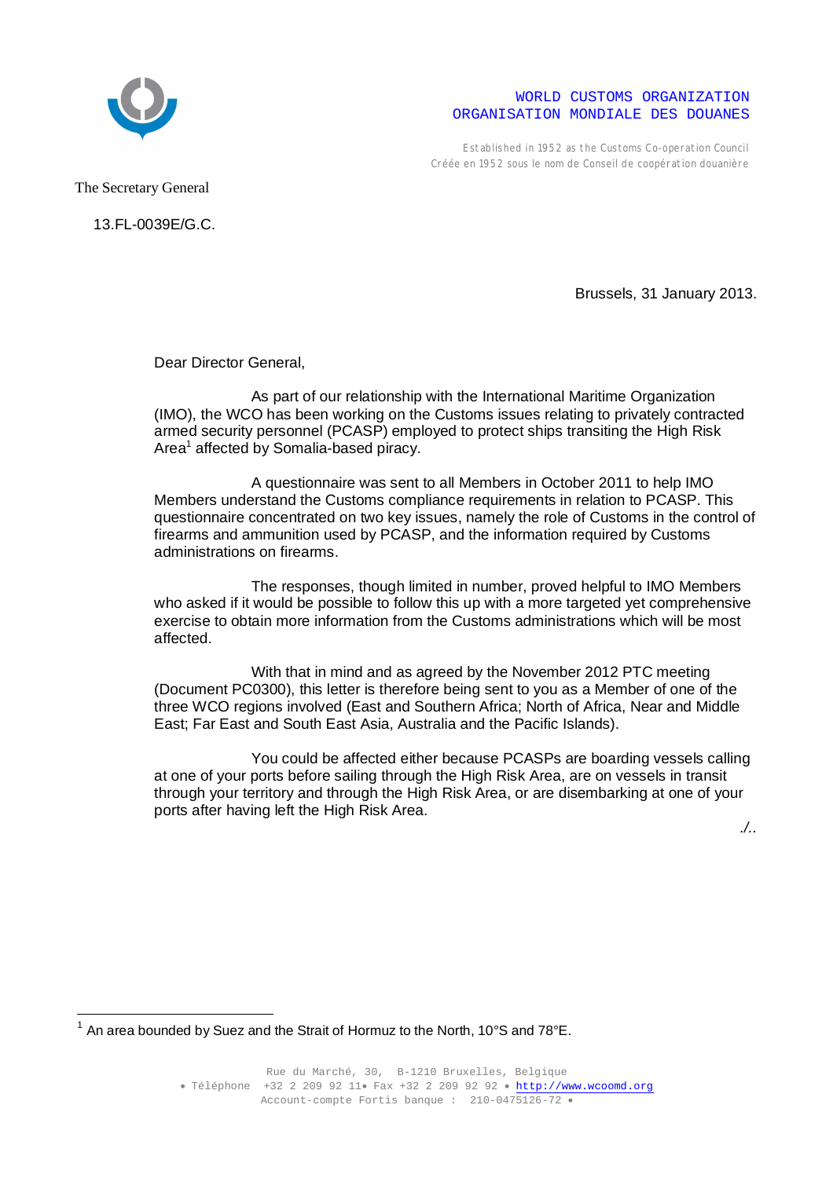WORLD CUSTOMS ORGANIZATION
ORGANISATION MONDIALE DES DOUANES

Established in 1952 as the Customs Co-operation Council
Créée en 1952 sous le nom de Conseil de coopération douanière

The Secretary General

13.FL-0039E/G.C.

Brussels, 31 January 2013.

Dear Director General,

As part of our relationship with the International Maritime Organization (IMO), the WCO has been working on the Customs issues relating to privately contracted armed security personnel (PCASP) employed to protect ships transiting the High Risk Area[1] affected by Somalia-based piracy.

A questionnaire was sent to all Members in October 2011 to help IMO Members understand the Customs compliance requirements in relation to PCASP. This questionnaire concentrated on two key issues, namely the role of Customs in the control of firearms and ammunition used by PCASP, and the information required by Customs administrations on firearms.

The responses, though limited in number, proved helpful to IMO Members who asked if it would be possible to follow this up with a more targeted yet comprehensive exercise to obtain more information from the Customs administrations which will be most affected.

With that in mind and as agreed by the November 2012 PTC meeting (Document PC0300), this letter is therefore being sent to you as a Member of one of the three WCO regions involved (East and Southern Africa; North of Africa, Near and Middle East; Far East and South East Asia, Australia and the Pacific Islands).

You could be affected either because PCASPs are boarding vessels calling at one of your ports before sailing through the High Risk Area, are on vessels in transit through your territory and through the High Risk Area, or are disembarking at one of your ports after having left the High Risk Area.

./..

[1] An area bounded by Suez and the Strait of Hormuz to the North, 10°S and 78°E.

Rue du Marché, 30, B-1210 Bruxelles, Belgique
• Téléphone +32 2 209 92 11• Fax +32 2 209 92 92 • http://www.wcoomd.org
Account-compte Fortis banque : 210-0475126-72 •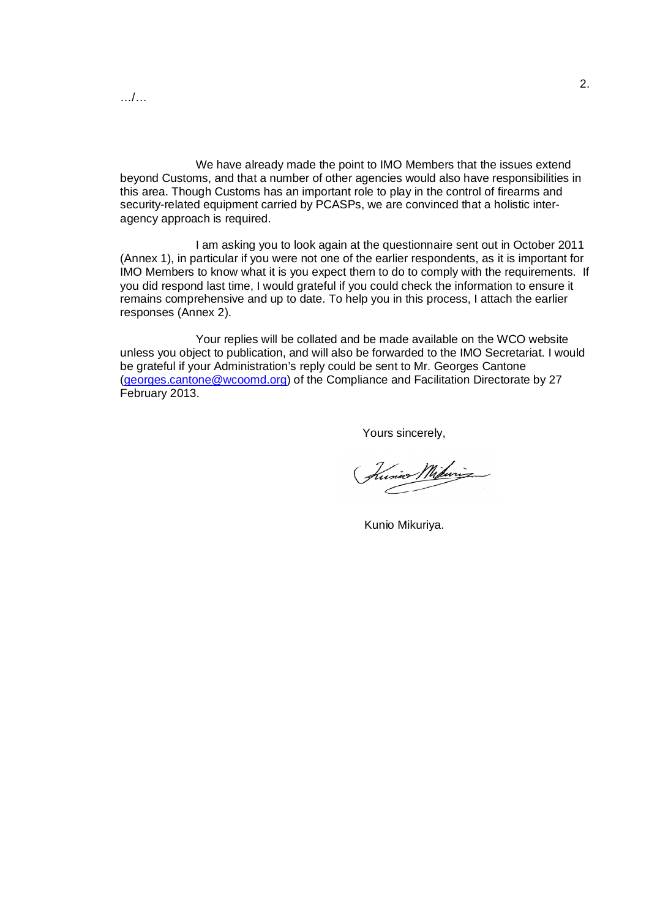…/…

We have already made the point to IMO Members that the issues extend beyond Customs, and that a number of other agencies would also have responsibilities in this area. Though Customs has an important role to play in the control of firearms and security-related equipment carried by PCASPs, we are convinced that a holistic inter-agency approach is required.

I am asking you to look again at the questionnaire sent out in October 2011 (Annex 1), in particular if you were not one of the earlier respondents, as it is important for IMO Members to know what it is you expect them to do to comply with the requirements. If you did respond last time, I would grateful if you could check the information to ensure it remains comprehensive and up to date. To help you in this process, I attach the earlier responses (Annex 2).

Your replies will be collated and be made available on the WCO website unless you object to publication, and will also be forwarded to the IMO Secretariat. I would be grateful if your Administration's reply could be sent to Mr. Georges Cantone (georges.cantone@wcoomd.org) of the Compliance and Facilitation Directorate by 27 February 2013.

Yours sincerely,

Kunio Mikuriya.